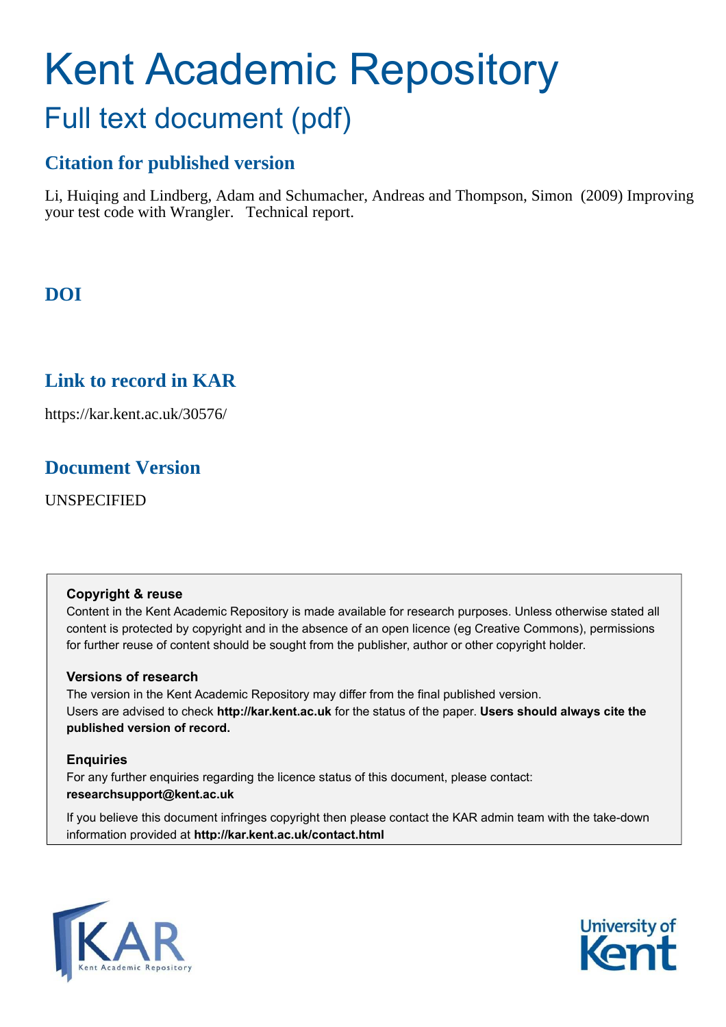# Kent Academic Repository

## Full text document (pdf)

### Citation for published version

Li, Huiqing and Lindberg, Adam and Schumacher, Andreas and Thompson, Simon (2009) Improving your test code with Wrangler. Technical report.

### DOI

### Link to record in KAR

https://kar.kent.ac.uk/30576/

### Document Version

UNSPECIFIED

**Copyright & reuse**

Content in the Kent Academic Repository is made available for research purposes. Unless otherwise stated all content is protected by copyright and in the absence of an open licence (eg Creative Commons), permissions for further reuse of content should be sought from the publisher, author or other copyright holder.

**Versions of research**

The version in the Kent Academic Repository may differ from the final published version. Users are advised to check **http://kar.kent.ac.uk** for the status of the paper. **Users should always cite the published version of record.**

**Enquiries**

For any further enquiries regarding the licence status of this document, please contact: **researchsupport@kent.ac.uk**

If you believe this document infringes copyright then please contact the KAR admin team with the take-down information provided at **http://kar.kent.ac.uk/contact.html**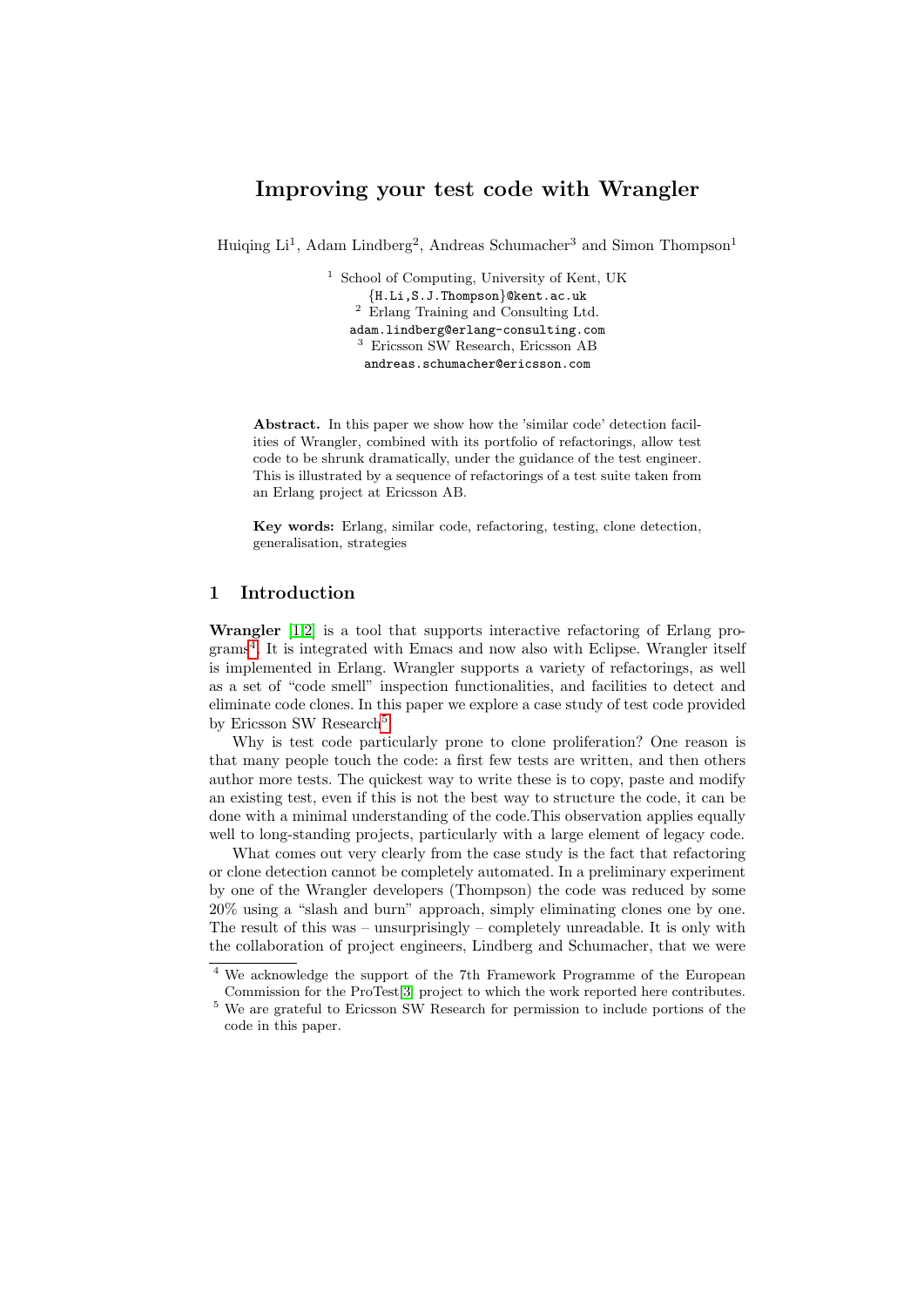# Improving your test code with Wrangler

Huiqing Li[1], Adam Lindberg[2], Andreas Schumacher[3] and Simon Thompson[1]

[1] School of Computing, University of Kent, UK
{H.Li,S.J.Thompson}@kent.ac.uk
[2] Erlang Training and Consulting Ltd.
adam.lindberg@erlang-consulting.com
[3] Ericsson SW Research, Ericsson AB
andreas.schumacher@ericsson.com

**Abstract.** In this paper we show how the 'similar code' detection facilities of Wrangler, combined with its portfolio of refactorings, allow test code to be shrunk dramatically, under the guidance of the test engineer. This is illustrated by a sequence of refactorings of a test suite taken from an Erlang project at Ericsson AB.

**Key words:** Erlang, similar code, refactoring, testing, clone detection, generalisation, strategies

## 1 Introduction

**Wrangler** [1,2] is a tool that supports interactive refactoring of Erlang programs[4]. It is integrated with Emacs and now also with Eclipse. Wrangler itself is implemented in Erlang. Wrangler supports a variety of refactorings, as well as a set of "code smell" inspection functionalities, and facilities to detect and eliminate code clones. In this paper we explore a case study of test code provided by Ericsson SW Research[5].

Why is test code particularly prone to clone proliferation? One reason is that many people touch the code: a first few tests are written, and then others author more tests. The quickest way to write these is to copy, paste and modify an existing test, even if this is not the best way to structure the code, it can be done with a minimal understanding of the code.This observation applies equally well to long-standing projects, particularly with a large element of legacy code.

What comes out very clearly from the case study is the fact that refactoring or clone detection cannot be completely automated. In a preliminary experiment by one of the Wrangler developers (Thompson) the code was reduced by some 20% using a "slash and burn" approach, simply eliminating clones one by one. The result of this was – unsurprisingly – completely unreadable. It is only with the collaboration of project engineers, Lindberg and Schumacher, that we were

[4] We acknowledge the support of the 7th Framework Programme of the European Commission for the ProTest[3] project to which the work reported here contributes.

[5] We are grateful to Ericsson SW Research for permission to include portions of the code in this paper.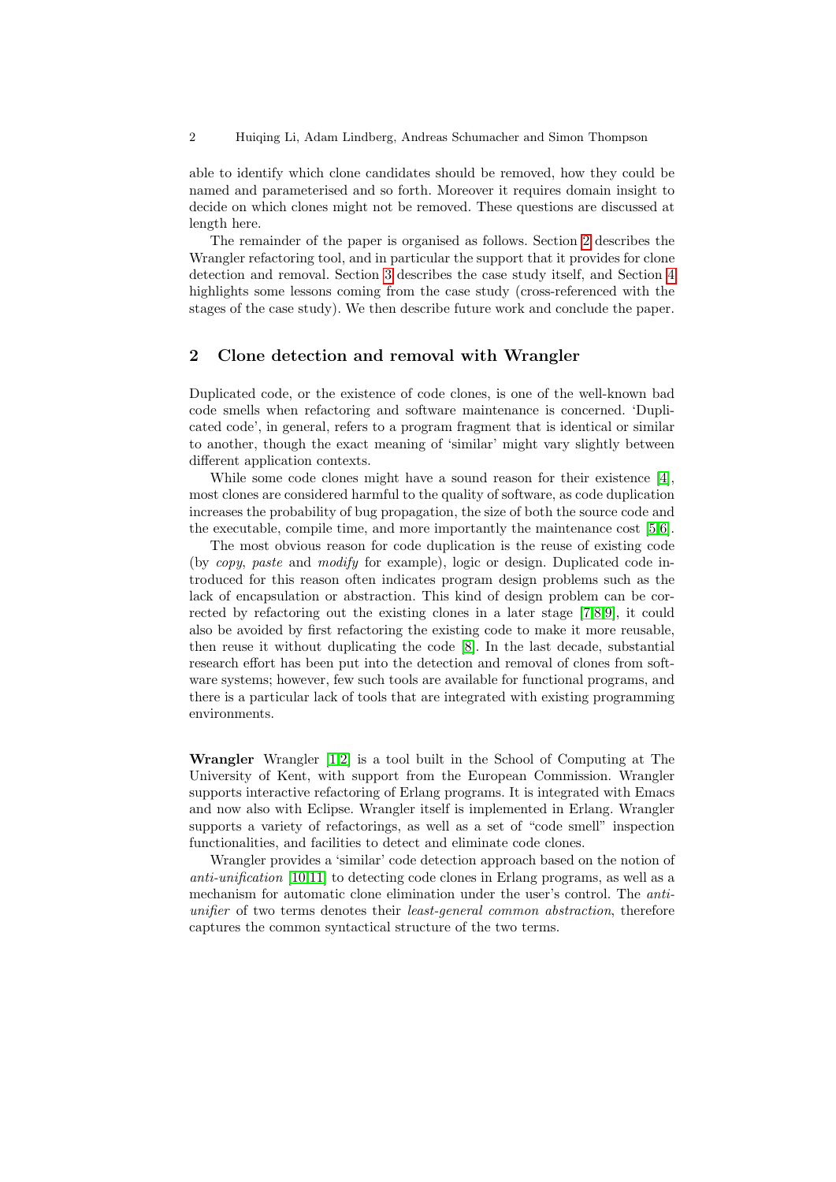able to identify which clone candidates should be removed, how they could be named and parameterised and so forth. Moreover it requires domain insight to decide on which clones might not be removed. These questions are discussed at length here.

The remainder of the paper is organised as follows. Section 2 describes the Wrangler refactoring tool, and in particular the support that it provides for clone detection and removal. Section 3 describes the case study itself, and Section 4 highlights some lessons coming from the case study (cross-referenced with the stages of the case study). We then describe future work and conclude the paper.

## 2 Clone detection and removal with Wrangler

Duplicated code, or the existence of code clones, is one of the well-known bad code smells when refactoring and software maintenance is concerned. 'Duplicated code', in general, refers to a program fragment that is identical or similar to another, though the exact meaning of 'similar' might vary slightly between different application contexts.

While some code clones might have a sound reason for their existence [4], most clones are considered harmful to the quality of software, as code duplication increases the probability of bug propagation, the size of both the source code and the executable, compile time, and more importantly the maintenance cost [5,6].

The most obvious reason for code duplication is the reuse of existing code (by *copy*, *paste* and *modify* for example), logic or design. Duplicated code introduced for this reason often indicates program design problems such as the lack of encapsulation or abstraction. This kind of design problem can be corrected by refactoring out the existing clones in a later stage [7,8,9], it could also be avoided by first refactoring the existing code to make it more reusable, then reuse it without duplicating the code [8]. In the last decade, substantial research effort has been put into the detection and removal of clones from software systems; however, few such tools are available for functional programs, and there is a particular lack of tools that are integrated with existing programming environments.

**Wrangler** Wrangler [1,2] is a tool built in the School of Computing at The University of Kent, with support from the European Commission. Wrangler supports interactive refactoring of Erlang programs. It is integrated with Emacs and now also with Eclipse. Wrangler itself is implemented in Erlang. Wrangler supports a variety of refactorings, as well as a set of "code smell" inspection functionalities, and facilities to detect and eliminate code clones.

Wrangler provides a 'similar' code detection approach based on the notion of *anti-unification* [10,11] to detecting code clones in Erlang programs, as well as a mechanism for automatic clone elimination under the user's control. The *anti-unifier* of two terms denotes their *least-general common abstraction*, therefore captures the common syntactical structure of the two terms.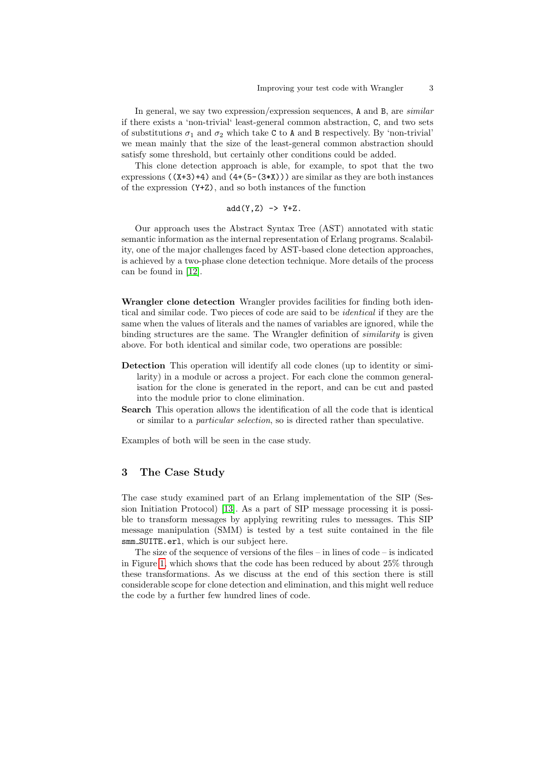In general, we say two expression/expression sequences, `A` and `B`, are *similar* if there exists a 'non-trivial' least-general common abstraction, `C`, and two sets of substitutions $\sigma_1$ and $\sigma_2$ which take `C` to `A` and `B` respectively. By 'non-trivial' we mean mainly that the size of the least-general common abstraction should satisfy some threshold, but certainly other conditions could be added.

This clone detection approach is able, for example, to spot that the two expressions `((X+3)+4)` and `(4+(5-(3*X)))` are similar as they are both instances of the expression `(Y+Z)`, and so both instances of the function

```
add(Y,Z) -> Y+Z.
```

Our approach uses the Abstract Syntax Tree (AST) annotated with static semantic information as the internal representation of Erlang programs. Scalability, one of the major challenges faced by AST-based clone detection approaches, is achieved by a two-phase clone detection technique. More details of the process can be found in [12].

**Wrangler clone detection** Wrangler provides facilities for finding both identical and similar code. Two pieces of code are said to be *identical* if they are the same when the values of literals and the names of variables are ignored, while the binding structures are the same. The Wrangler definition of *similarity* is given above. For both identical and similar code, two operations are possible:

- **Detection** This operation will identify all code clones (up to identity or similarity) in a module or across a project. For each clone the common generalisation for the clone is generated in the report, and can be cut and pasted into the module prior to clone elimination.
- **Search** This operation allows the identification of all the code that is identical or similar to a *particular selection*, so is directed rather than speculative.

Examples of both will be seen in the case study.

## 3 The Case Study

The case study examined part of an Erlang implementation of the SIP (Session Initiation Protocol) [13]. As a part of SIP message processing it is possible to transform messages by applying rewriting rules to messages. This SIP message manipulation (SMM) is tested by a test suite contained in the file `smm_SUITE.erl`, which is our subject here.

The size of the sequence of versions of the files – in lines of code – is indicated in Figure 1, which shows that the code has been reduced by about 25% through these transformations. As we discuss at the end of this section there is still considerable scope for clone detection and elimination, and this might well reduce the code by a further few hundred lines of code.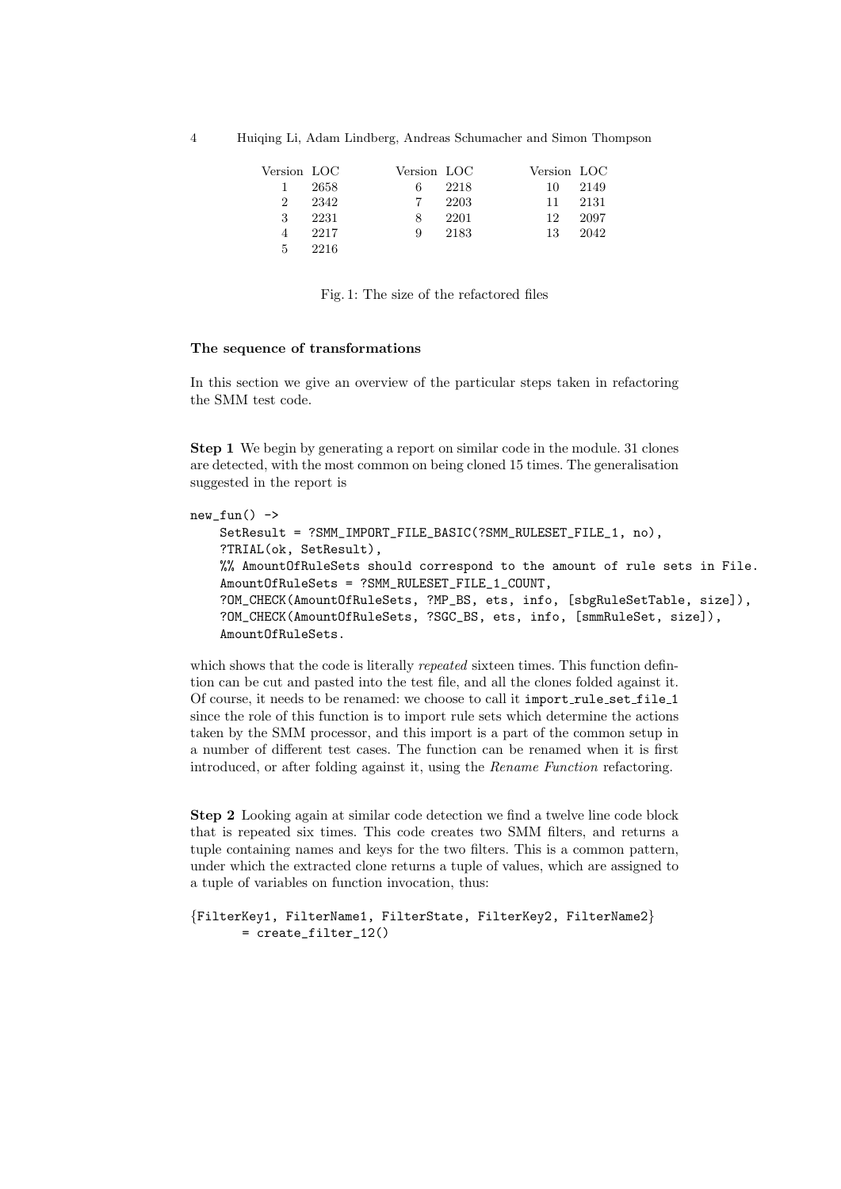| Version | LOC | Version | LOC | Version | LOC |
|---|---|---|---|---|---|
| 1 | 2658 | 6 | 2218 | 10 | 2149 |
| 2 | 2342 | 7 | 2203 | 11 | 2131 |
| 3 | 2231 | 8 | 2201 | 12 | 2097 |
| 4 | 2217 | 9 | 2183 | 13 | 2042 |
| 5 | 2216 | | | | |

Fig. 1: The size of the refactored files

**The sequence of transformations**

In this section we give an overview of the particular steps taken in refactoring the SMM test code.

**Step 1** We begin by generating a report on similar code in the module. 31 clones are detected, with the most common on being cloned 15 times. The generalisation suggested in the report is

```
new_fun() ->
    SetResult = ?SMM_IMPORT_FILE_BASIC(?SMM_RULESET_FILE_1, no),
    ?TRIAL(ok, SetResult),
    %% AmountOfRuleSets should correspond to the amount of rule sets in File.
    AmountOfRuleSets = ?SMM_RULESET_FILE_1_COUNT,
    ?OM_CHECK(AmountOfRuleSets, ?MP_BS, ets, info, [sbgRuleSetTable, size]),
    ?OM_CHECK(AmountOfRuleSets, ?SGC_BS, ets, info, [smmRuleSet, size]),
    AmountOfRuleSets.
```

which shows that the code is literally *repeated* sixteen times. This function defintion can be cut and pasted into the test file, and all the clones folded against it. Of course, it needs to be renamed: we choose to call it import_rule_set_file_1 since the role of this function is to import rule sets which determine the actions taken by the SMM processor, and this import is a part of the common setup in a number of different test cases. The function can be renamed when it is first introduced, or after folding against it, using the *Rename Function* refactoring.

**Step 2** Looking again at similar code detection we find a twelve line code block that is repeated six times. This code creates two SMM filters, and returns a tuple containing names and keys for the two filters. This is a common pattern, under which the extracted clone returns a tuple of values, which are assigned to a tuple of variables on function invocation, thus:

```
{FilterKey1, FilterName1, FilterState, FilterKey2, FilterName2}
       = create_filter_12()
```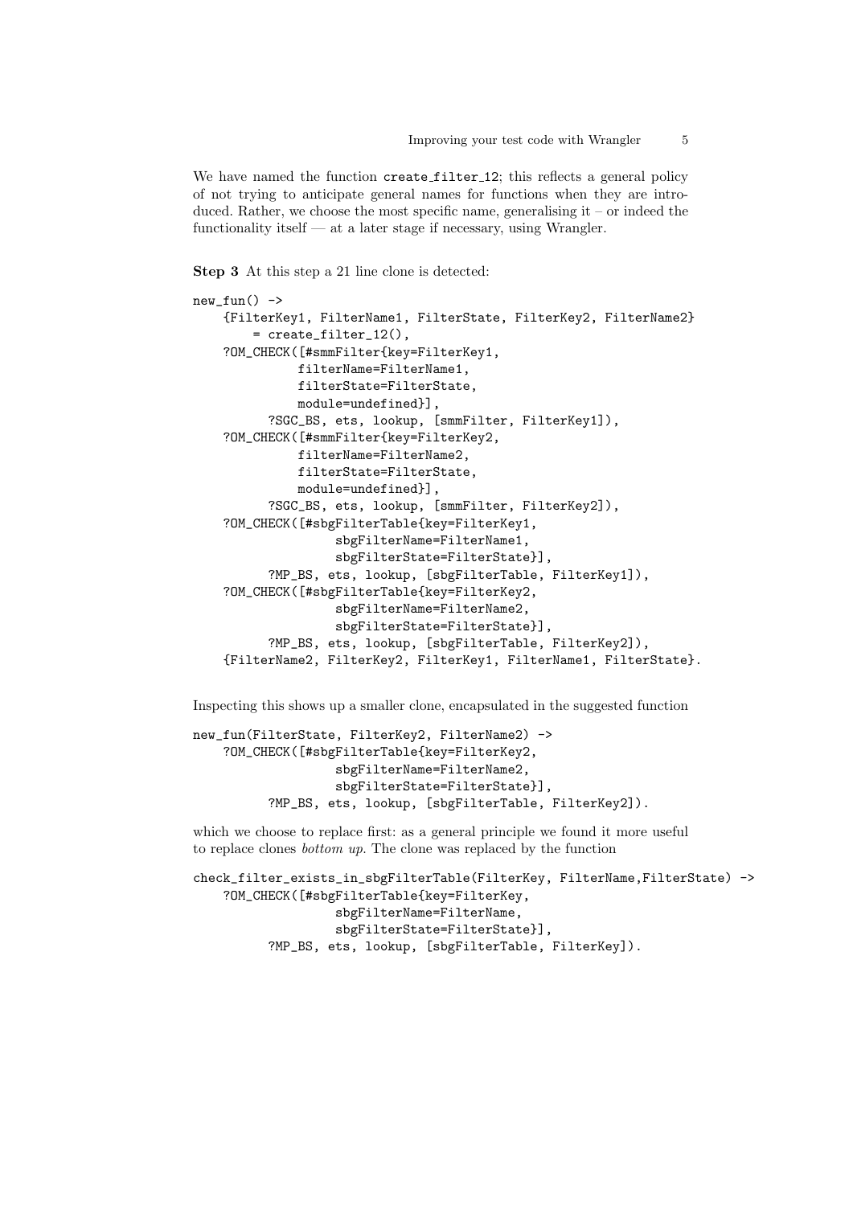We have named the function create_filter_12; this reflects a general policy of not trying to anticipate general names for functions when they are introduced. Rather, we choose the most specific name, generalising it – or indeed the functionality itself — at a later stage if necessary, using Wrangler.

**Step 3** At this step a 21 line clone is detected:

```
new_fun() ->
    {FilterKey1, FilterName1, FilterState, FilterKey2, FilterName2}
        = create_filter_12(),
    ?OM_CHECK([#smmFilter{key=FilterKey1,
             filterName=FilterName1,
             filterState=FilterState,
             module=undefined}],
         ?SGC_BS, ets, lookup, [smmFilter, FilterKey1]),
    ?OM_CHECK([#smmFilter{key=FilterKey2,
             filterName=FilterName2,
             filterState=FilterState,
             module=undefined}],
         ?SGC_BS, ets, lookup, [smmFilter, FilterKey2]),
    ?OM_CHECK([#sbgFilterTable{key=FilterKey1,
                  sbgFilterName=FilterName1,
                  sbgFilterState=FilterState}],
         ?MP_BS, ets, lookup, [sbgFilterTable, FilterKey1]),
    ?OM_CHECK([#sbgFilterTable{key=FilterKey2,
                  sbgFilterName=FilterName2,
                  sbgFilterState=FilterState}],
         ?MP_BS, ets, lookup, [sbgFilterTable, FilterKey2]),
    {FilterName2, FilterKey2, FilterKey1, FilterName1, FilterState}.
```

Inspecting this shows up a smaller clone, encapsulated in the suggested function

```
new_fun(FilterState, FilterKey2, FilterName2) ->
    ?OM_CHECK([#sbgFilterTable{key=FilterKey2,
                  sbgFilterName=FilterName2,
                  sbgFilterState=FilterState}],
         ?MP_BS, ets, lookup, [sbgFilterTable, FilterKey2]).
```

which we choose to replace first: as a general principle we found it more useful to replace clones *bottom up*. The clone was replaced by the function

```
check_filter_exists_in_sbgFilterTable(FilterKey, FilterName,FilterState) ->
    ?OM_CHECK([#sbgFilterTable{key=FilterKey,
                  sbgFilterName=FilterName,
                  sbgFilterState=FilterState}],
         ?MP_BS, ets, lookup, [sbgFilterTable, FilterKey]).
```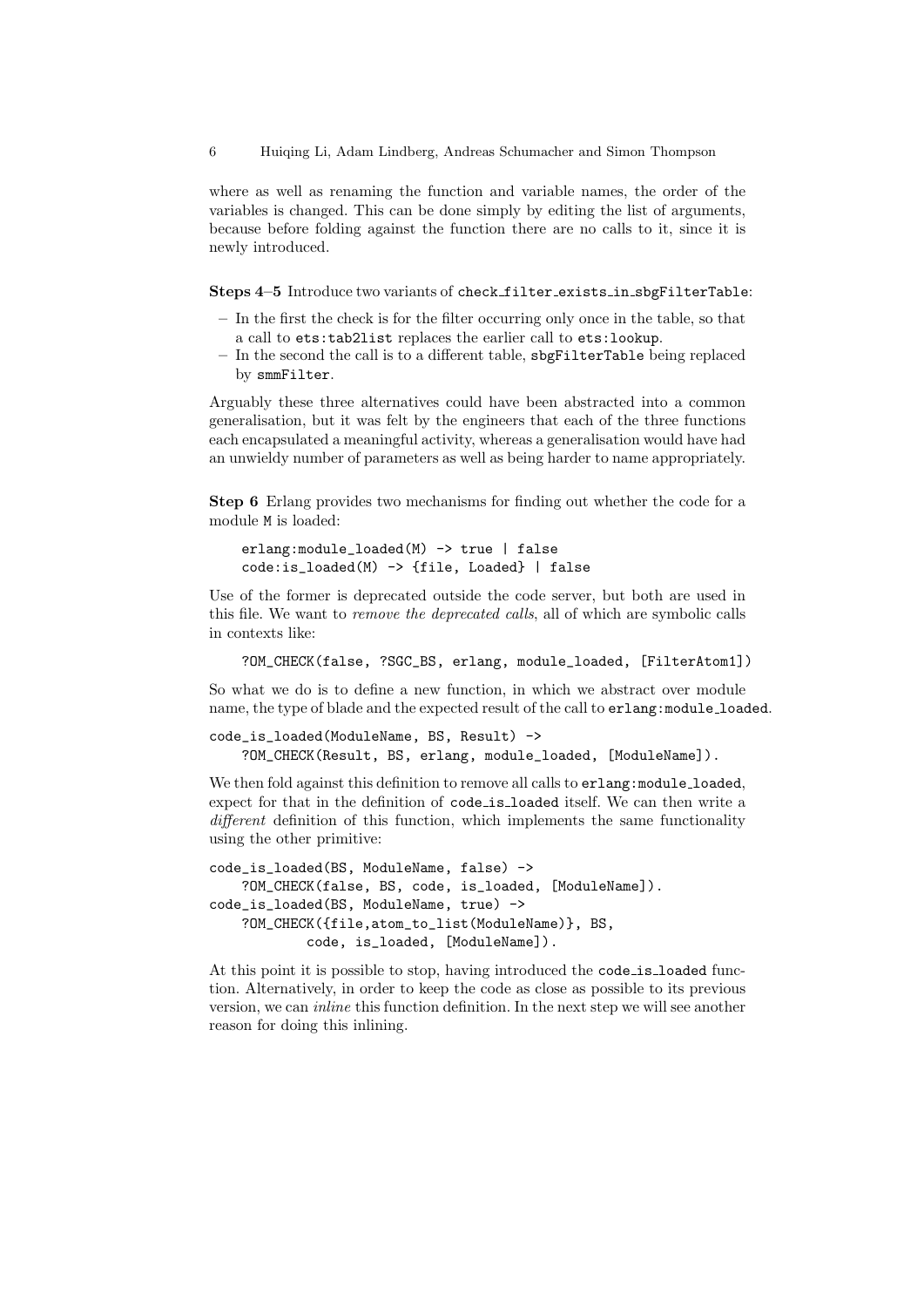where as well as renaming the function and variable names, the order of the variables is changed. This can be done simply by editing the list of arguments, because before folding against the function there are no calls to it, since it is newly introduced.

**Steps 4–5** Introduce two variants of `check_filter_exists_in_sbgFilterTable`:

- In the first the check is for the filter occurring only once in the table, so that a call to `ets:tab2list` replaces the earlier call to `ets:lookup`.
- In the second the call is to a different table, `sbgFilterTable` being replaced by `smmFilter`.

Arguably these three alternatives could have been abstracted into a common generalisation, but it was felt by the engineers that each of the three functions each encapsulated a meaningful activity, whereas a generalisation would have had an unwieldy number of parameters as well as being harder to name appropriately.

**Step 6** Erlang provides two mechanisms for finding out whether the code for a module `M` is loaded:

```
erlang:module_loaded(M) -> true | false
code:is_loaded(M) -> {file, Loaded} | false
```

Use of the former is deprecated outside the code server, but both are used in this file. We want to *remove the deprecated calls*, all of which are symbolic calls in contexts like:

```
?OM_CHECK(false, ?SGC_BS, erlang, module_loaded, [FilterAtom1])
```

So what we do is to define a new function, in which we abstract over module name, the type of blade and the expected result of the call to `erlang:module_loaded`.

```
code_is_loaded(ModuleName, BS, Result) ->
    ?OM_CHECK(Result, BS, erlang, module_loaded, [ModuleName]).
```

We then fold against this definition to remove all calls to `erlang:module_loaded`, expect for that in the definition of `code_is_loaded` itself. We can then write a *different* definition of this function, which implements the same functionality using the other primitive:

```
code_is_loaded(BS, ModuleName, false) ->
    ?OM_CHECK(false, BS, code, is_loaded, [ModuleName]).
code_is_loaded(BS, ModuleName, true) ->
    ?OM_CHECK({file,atom_to_list(ModuleName)}, BS,
            code, is_loaded, [ModuleName]).
```

At this point it is possible to stop, having introduced the `code_is_loaded` function. Alternatively, in order to keep the code as close as possible to its previous version, we can *inline* this function definition. In the next step we will see another reason for doing this inlining.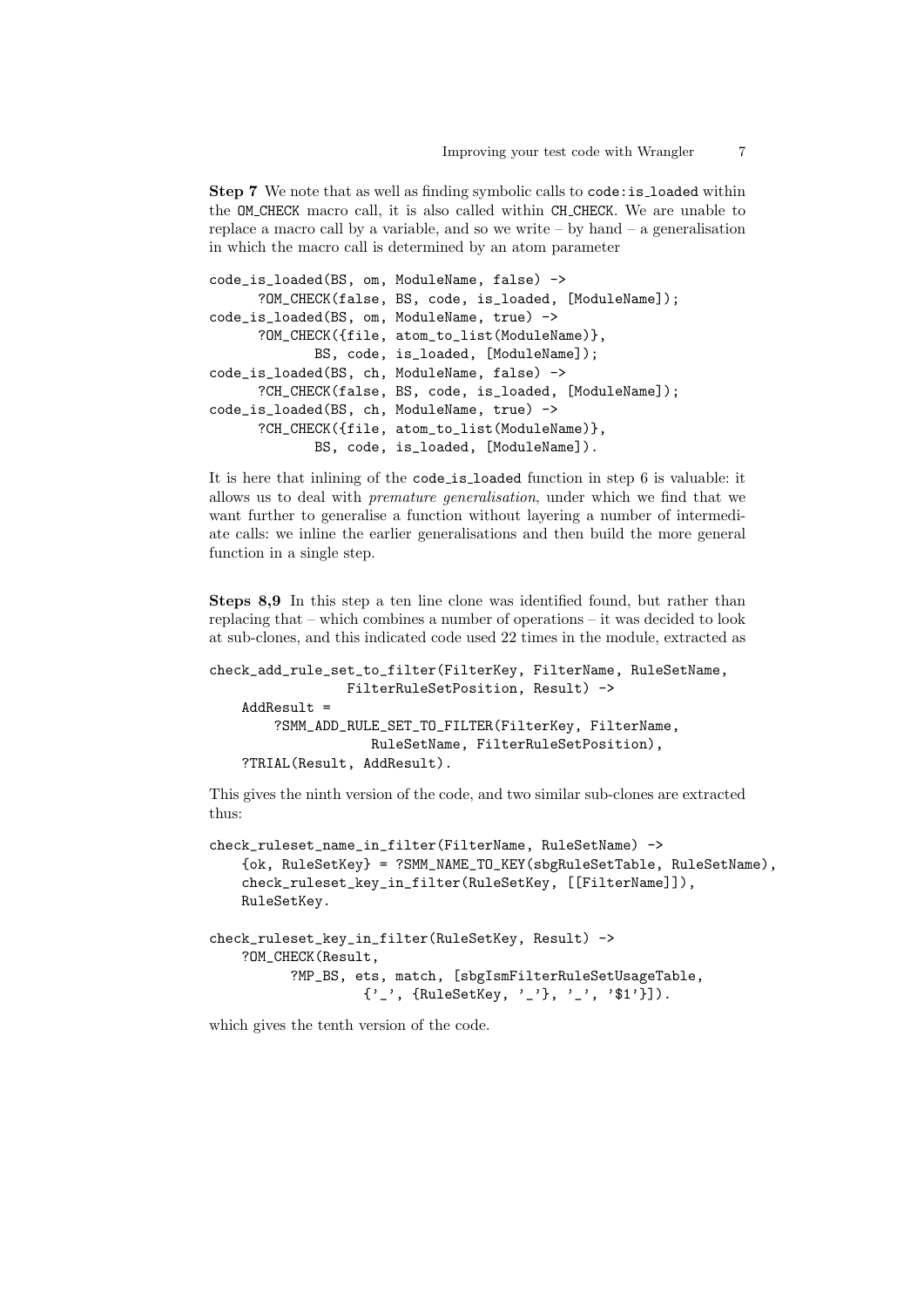**Step 7** We note that as well as finding symbolic calls to `code:is_loaded` within the `OM_CHECK` macro call, it is also called within `CH_CHECK`. We are unable to replace a macro call by a variable, and so we write – by hand – a generalisation in which the macro call is determined by an atom parameter

```
code_is_loaded(BS, om, ModuleName, false) ->
      ?OM_CHECK(false, BS, code, is_loaded, [ModuleName]);
code_is_loaded(BS, om, ModuleName, true) ->
      ?OM_CHECK({file, atom_to_list(ModuleName)},
            BS, code, is_loaded, [ModuleName]);
code_is_loaded(BS, ch, ModuleName, false) ->
      ?CH_CHECK(false, BS, code, is_loaded, [ModuleName]);
code_is_loaded(BS, ch, ModuleName, true) ->
      ?CH_CHECK({file, atom_to_list(ModuleName)},
            BS, code, is_loaded, [ModuleName]).
```

It is here that inlining of the `code_is_loaded` function in step 6 is valuable: it allows us to deal with *premature generalisation*, under which we find that we want further to generalise a function without layering a number of intermediate calls: we inline the earlier generalisations and then build the more general function in a single step.

**Steps 8,9** In this step a ten line clone was identified found, but rather than replacing that – which combines a number of operations – it was decided to look at sub-clones, and this indicated code used 22 times in the module, extracted as

```
check_add_rule_set_to_filter(FilterKey, FilterName, RuleSetName,
                FilterRuleSetPosition, Result) ->
    AddResult =
        ?SMM_ADD_RULE_SET_TO_FILTER(FilterKey, FilterName,
                    RuleSetName, FilterRuleSetPosition),
    ?TRIAL(Result, AddResult).
```

This gives the ninth version of the code, and two similar sub-clones are extracted thus:

```
check_ruleset_name_in_filter(FilterName, RuleSetName) ->
    {ok, RuleSetKey} = ?SMM_NAME_TO_KEY(sbgRuleSetTable, RuleSetName),
    check_ruleset_key_in_filter(RuleSetKey, [[FilterName]]),
    RuleSetKey.

check_ruleset_key_in_filter(RuleSetKey, Result) ->
    ?OM_CHECK(Result,
          ?MP_BS, ets, match, [sbgIsmFilterRuleSetUsageTable,
                    {'_', {RuleSetKey, '_'}, '_', '$1'}]).
```

which gives the tenth version of the code.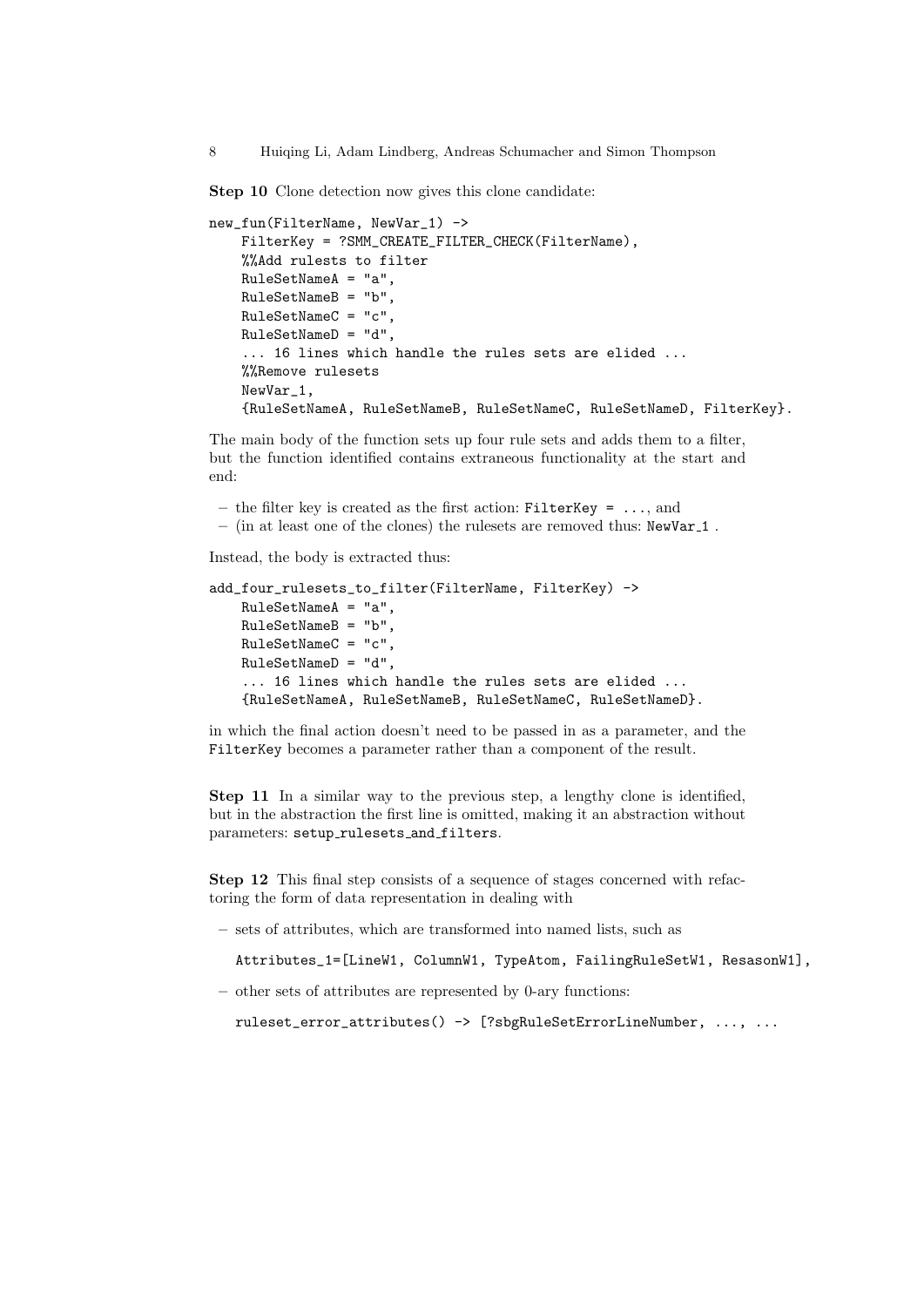**Step 10** Clone detection now gives this clone candidate:

```
new_fun(FilterName, NewVar_1) ->
    FilterKey = ?SMM_CREATE_FILTER_CHECK(FilterName),
    %%Add rulests to filter
    RuleSetNameA = "a",
    RuleSetNameB = "b",
    RuleSetNameC = "c",
    RuleSetNameD = "d",
    ... 16 lines which handle the rules sets are elided ...
    %%Remove rulesets
    NewVar_1,
    {RuleSetNameA, RuleSetNameB, RuleSetNameC, RuleSetNameD, FilterKey}.
```

The main body of the function sets up four rule sets and adds them to a filter, but the function identified contains extraneous functionality at the start and end:

- the filter key is created as the first action: `FilterKey = ...`, and
- (in at least one of the clones) the rulesets are removed thus: `NewVar_1` .

Instead, the body is extracted thus:

```
add_four_rulesets_to_filter(FilterName, FilterKey) ->
    RuleSetNameA = "a",
    RuleSetNameB = "b",
    RuleSetNameC = "c",
    RuleSetNameD = "d",
    ... 16 lines which handle the rules sets are elided ...
    {RuleSetNameA, RuleSetNameB, RuleSetNameC, RuleSetNameD}.
```

in which the final action doesn't need to be passed in as a parameter, and the `FilterKey` becomes a parameter rather than a component of the result.

**Step 11** In a similar way to the previous step, a lengthy clone is identified, but in the abstraction the first line is omitted, making it an abstraction without parameters: `setup_rulesets_and_filters`.

**Step 12** This final step consists of a sequence of stages concerned with refactoring the form of data representation in dealing with

- sets of attributes, which are transformed into named lists, such as

  ```
  Attributes_1=[LineW1, ColumnW1, TypeAtom, FailingRuleSetW1, ResasonW1],
  ```

- other sets of attributes are represented by 0-ary functions:

  ```
  ruleset_error_attributes() -> [?sbgRuleSetErrorLineNumber, ..., ...
  ```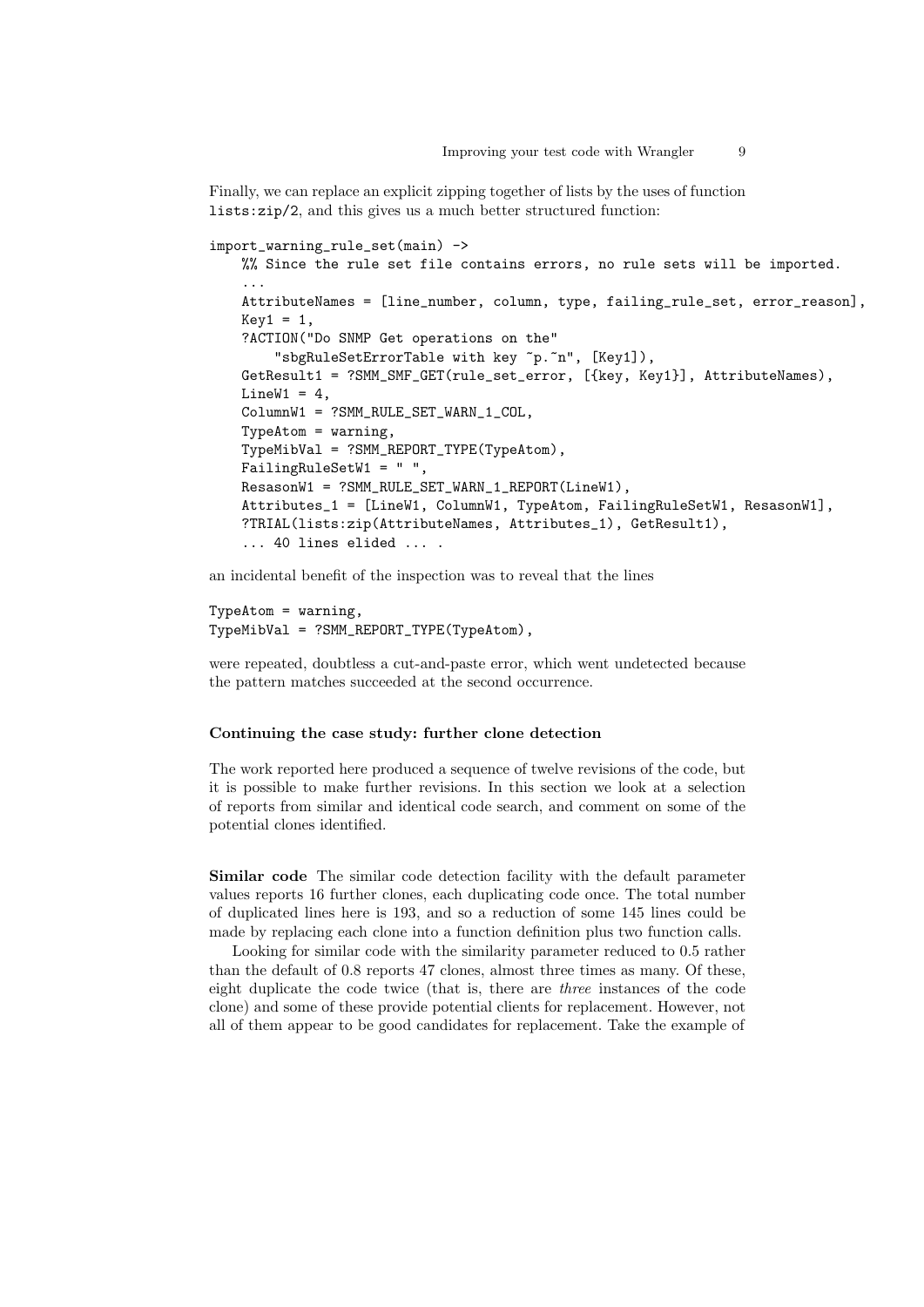Finally, we can replace an explicit zipping together of lists by the uses of function `lists:zip/2`, and this gives us a much better structured function:

```
import_warning_rule_set(main) ->
    %% Since the rule set file contains errors, no rule sets will be imported.
    ...
    AttributeNames = [line_number, column, type, failing_rule_set, error_reason],
    Key1 = 1,
    ?ACTION("Do SNMP Get operations on the"
        "sbgRuleSetErrorTable with key ~p.~n", [Key1]),
    GetResult1 = ?SMM_SMF_GET(rule_set_error, [{key, Key1}], AttributeNames),
    LineW1 = 4,
    ColumnW1 = ?SMM_RULE_SET_WARN_1_COL,
    TypeAtom = warning,
    TypeMibVal = ?SMM_REPORT_TYPE(TypeAtom),
    FailingRuleSetW1 = " ",
    ResasonW1 = ?SMM_RULE_SET_WARN_1_REPORT(LineW1),
    Attributes_1 = [LineW1, ColumnW1, TypeAtom, FailingRuleSetW1, ResasonW1],
    ?TRIAL(lists:zip(AttributeNames, Attributes_1), GetResult1),
    ... 40 lines elided ... .
```

an incidental benefit of the inspection was to reveal that the lines

```
TypeAtom = warning,
TypeMibVal = ?SMM_REPORT_TYPE(TypeAtom),
```

were repeated, doubtless a cut-and-paste error, which went undetected because the pattern matches succeeded at the second occurrence.

#### Continuing the case study: further clone detection

The work reported here produced a sequence of twelve revisions of the code, but it is possible to make further revisions. In this section we look at a selection of reports from similar and identical code search, and comment on some of the potential clones identified.

**Similar code** The similar code detection facility with the default parameter values reports 16 further clones, each duplicating code once. The total number of duplicated lines here is 193, and so a reduction of some 145 lines could be made by replacing each clone into a function definition plus two function calls.

Looking for similar code with the similarity parameter reduced to 0.5 rather than the default of 0.8 reports 47 clones, almost three times as many. Of these, eight duplicate the code twice (that is, there are *three* instances of the code clone) and some of these provide potential clients for replacement. However, not all of them appear to be good candidates for replacement. Take the example of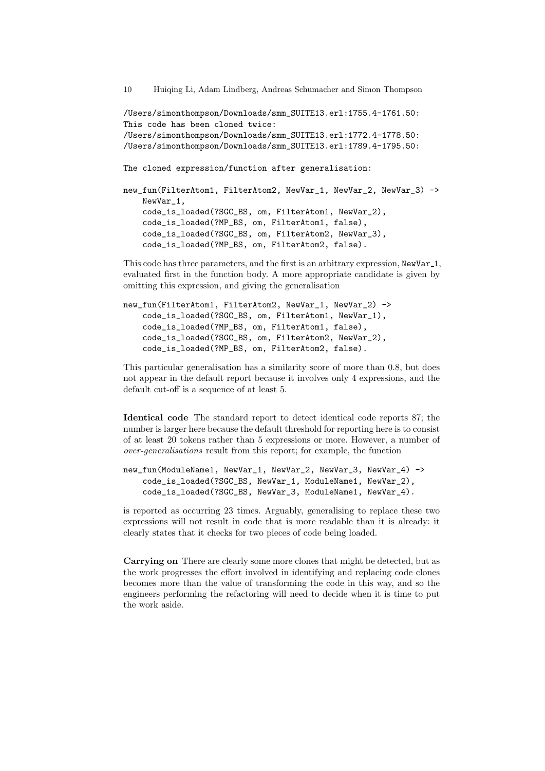```
/Users/simonthompson/Downloads/smm_SUITE13.erl:1755.4-1761.50:
This code has been cloned twice:
/Users/simonthompson/Downloads/smm_SUITE13.erl:1772.4-1778.50:
/Users/simonthompson/Downloads/smm_SUITE13.erl:1789.4-1795.50:

The cloned expression/function after generalisation:

new_fun(FilterAtom1, FilterAtom2, NewVar_1, NewVar_2, NewVar_3) ->
    NewVar_1,
    code_is_loaded(?SGC_BS, om, FilterAtom1, NewVar_2),
    code_is_loaded(?MP_BS, om, FilterAtom1, false),
    code_is_loaded(?SGC_BS, om, FilterAtom2, NewVar_3),
    code_is_loaded(?MP_BS, om, FilterAtom2, false).
```

This code has three parameters, and the first is an arbitrary expression, `NewVar_1`, evaluated first in the function body. A more appropriate candidate is given by omitting this expression, and giving the generalisation

```
new_fun(FilterAtom1, FilterAtom2, NewVar_1, NewVar_2) ->
    code_is_loaded(?SGC_BS, om, FilterAtom1, NewVar_1),
    code_is_loaded(?MP_BS, om, FilterAtom1, false),
    code_is_loaded(?SGC_BS, om, FilterAtom2, NewVar_2),
    code_is_loaded(?MP_BS, om, FilterAtom2, false).
```

This particular generalisation has a similarity score of more than 0.8, but does not appear in the default report because it involves only 4 expressions, and the default cut-off is a sequence of at least 5.

**Identical code** The standard report to detect identical code reports 87; the number is larger here because the default threshold for reporting here is to consist of at least 20 tokens rather than 5 expressions or more. However, a number of *over-generalisations* result from this report; for example, the function

```
new_fun(ModuleName1, NewVar_1, NewVar_2, NewVar_3, NewVar_4) ->
    code_is_loaded(?SGC_BS, NewVar_1, ModuleName1, NewVar_2),
    code_is_loaded(?SGC_BS, NewVar_3, ModuleName1, NewVar_4).
```

is reported as occurring 23 times. Arguably, generalising to replace these two expressions will not result in code that is more readable than it is already: it clearly states that it checks for two pieces of code being loaded.

**Carrying on** There are clearly some more clones that might be detected, but as the work progresses the effort involved in identifying and replacing code clones becomes more than the value of transforming the code in this way, and so the engineers performing the refactoring will need to decide when it is time to put the work aside.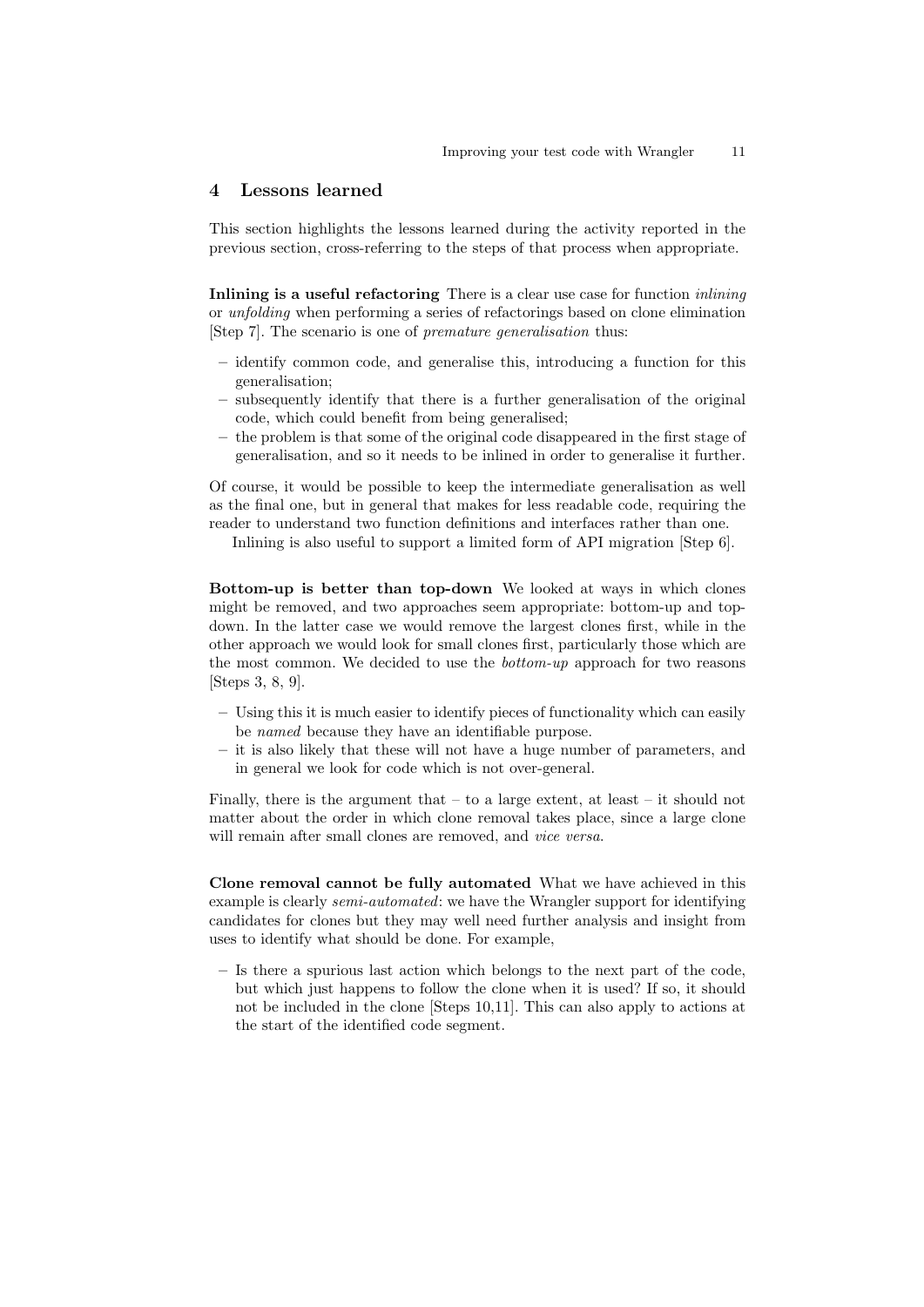## 4 Lessons learned

This section highlights the lessons learned during the activity reported in the previous section, cross-referring to the steps of that process when appropriate.

**Inlining is a useful refactoring** There is a clear use case for function *inlining* or *unfolding* when performing a series of refactorings based on clone elimination [Step 7]. The scenario is one of *premature generalisation* thus:

- identify common code, and generalise this, introducing a function for this generalisation;
- subsequently identify that there is a further generalisation of the original code, which could benefit from being generalised;
- the problem is that some of the original code disappeared in the first stage of generalisation, and so it needs to be inlined in order to generalise it further.

Of course, it would be possible to keep the intermediate generalisation as well as the final one, but in general that makes for less readable code, requiring the reader to understand two function definitions and interfaces rather than one.

Inlining is also useful to support a limited form of API migration [Step 6].

**Bottom-up is better than top-down** We looked at ways in which clones might be removed, and two approaches seem appropriate: bottom-up and top-down. In the latter case we would remove the largest clones first, while in the other approach we would look for small clones first, particularly those which are the most common. We decided to use the *bottom-up* approach for two reasons [Steps 3, 8, 9].

- Using this it is much easier to identify pieces of functionality which can easily be *named* because they have an identifiable purpose.
- it is also likely that these will not have a huge number of parameters, and in general we look for code which is not over-general.

Finally, there is the argument that – to a large extent, at least – it should not matter about the order in which clone removal takes place, since a large clone will remain after small clones are removed, and *vice versa*.

**Clone removal cannot be fully automated** What we have achieved in this example is clearly *semi-automated*: we have the Wrangler support for identifying candidates for clones but they may well need further analysis and insight from uses to identify what should be done. For example,

- Is there a spurious last action which belongs to the next part of the code, but which just happens to follow the clone when it is used? If so, it should not be included in the clone [Steps 10,11]. This can also apply to actions at the start of the identified code segment.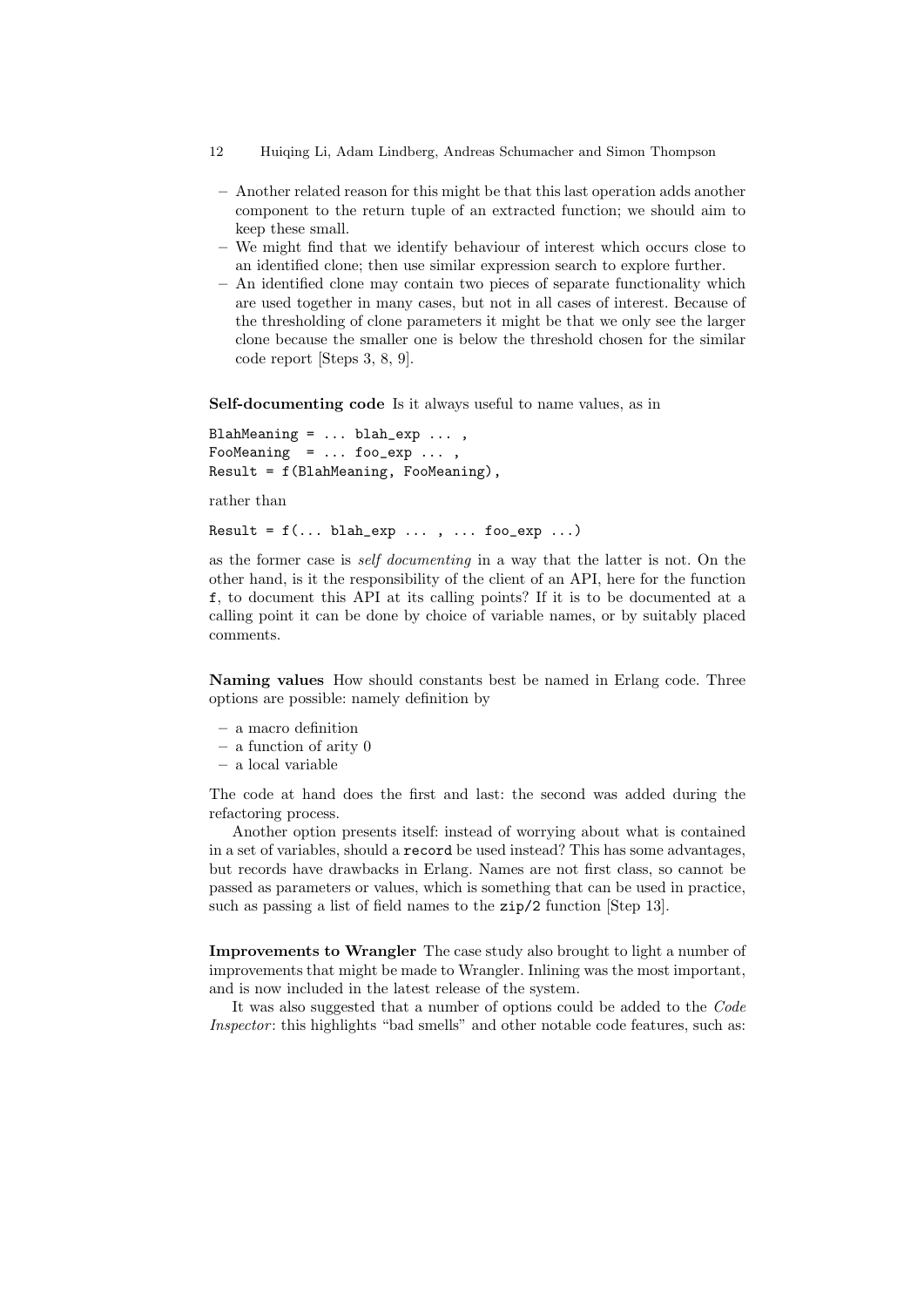- Another related reason for this might be that this last operation adds another component to the return tuple of an extracted function; we should aim to keep these small.
- We might find that we identify behaviour of interest which occurs close to an identified clone; then use similar expression search to explore further.
- An identified clone may contain two pieces of separate functionality which are used together in many cases, but not in all cases of interest. Because of the thresholding of clone parameters it might be that we only see the larger clone because the smaller one is below the threshold chosen for the similar code report [Steps 3, 8, 9].

**Self-documenting code** Is it always useful to name values, as in

```
BlahMeaning = ... blah_exp ... ,
FooMeaning  = ... foo_exp ... ,
Result = f(BlahMeaning, FooMeaning),
```

rather than

```
Result = f(... blah_exp ... , ... foo_exp ...)
```

as the former case is *self documenting* in a way that the latter is not. On the other hand, is it the responsibility of the client of an API, here for the function `f`, to document this API at its calling points? If it is to be documented at a calling point it can be done by choice of variable names, or by suitably placed comments.

**Naming values** How should constants best be named in Erlang code. Three options are possible: namely definition by

- a macro definition
- a function of arity 0
- a local variable

The code at hand does the first and last: the second was added during the refactoring process.

Another option presents itself: instead of worrying about what is contained in a set of variables, should a `record` be used instead? This has some advantages, but records have drawbacks in Erlang. Names are not first class, so cannot be passed as parameters or values, which is something that can be used in practice, such as passing a list of field names to the `zip/2` function [Step 13].

**Improvements to Wrangler** The case study also brought to light a number of improvements that might be made to Wrangler. Inlining was the most important, and is now included in the latest release of the system.

It was also suggested that a number of options could be added to the *Code Inspector*: this highlights "bad smells" and other notable code features, such as: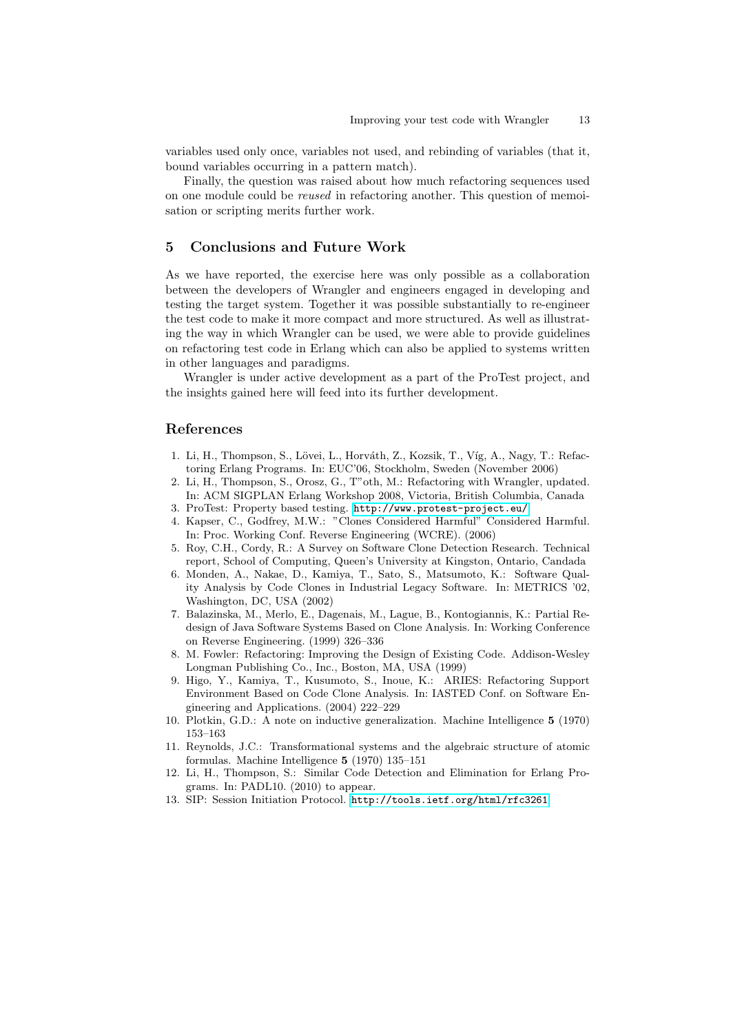variables used only once, variables not used, and rebinding of variables (that it, bound variables occurring in a pattern match).

Finally, the question was raised about how much refactoring sequences used on one module could be *reused* in refactoring another. This question of memoisation or scripting merits further work.

## 5 Conclusions and Future Work

As we have reported, the exercise here was only possible as a collaboration between the developers of Wrangler and engineers engaged in developing and testing the target system. Together it was possible substantially to re-engineer the test code to make it more compact and more structured. As well as illustrating the way in which Wrangler can be used, we were able to provide guidelines on refactoring test code in Erlang which can also be applied to systems written in other languages and paradigms.

Wrangler is under active development as a part of the ProTest project, and the insights gained here will feed into its further development.

## References

1. Li, H., Thompson, S., Lövei, L., Horváth, Z., Kozsik, T., Víg, A., Nagy, T.: Refactoring Erlang Programs. In: EUC'06, Stockholm, Sweden (November 2006)
2. Li, H., Thompson, S., Orosz, G., T"oth, M.: Refactoring with Wrangler, updated. In: ACM SIGPLAN Erlang Workshop 2008, Victoria, British Columbia, Canada
3. ProTest: Property based testing. `http://www.protest-project.eu/`
4. Kapser, C., Godfrey, M.W.: "Clones Considered Harmful" Considered Harmful. In: Proc. Working Conf. Reverse Engineering (WCRE). (2006)
5. Roy, C.H., Cordy, R.: A Survey on Software Clone Detection Research. Technical report, School of Computing, Queen's University at Kingston, Ontario, Candada
6. Monden, A., Nakae, D., Kamiya, T., Sato, S., Matsumoto, K.: Software Quality Analysis by Code Clones in Industrial Legacy Software. In: METRICS '02, Washington, DC, USA (2002)
7. Balazinska, M., Merlo, E., Dagenais, M., Lague, B., Kontogiannis, K.: Partial Redesign of Java Software Systems Based on Clone Analysis. In: Working Conference on Reverse Engineering. (1999) 326–336
8. M. Fowler: Refactoring: Improving the Design of Existing Code. Addison-Wesley Longman Publishing Co., Inc., Boston, MA, USA (1999)
9. Higo, Y., Kamiya, T., Kusumoto, S., Inoue, K.: ARIES: Refactoring Support Environment Based on Code Clone Analysis. In: IASTED Conf. on Software Engineering and Applications. (2004) 222–229
10. Plotkin, G.D.: A note on inductive generalization. Machine Intelligence **5** (1970) 153–163
11. Reynolds, J.C.: Transformational systems and the algebraic structure of atomic formulas. Machine Intelligence **5** (1970) 135–151
12. Li, H., Thompson, S.: Similar Code Detection and Elimination for Erlang Programs. In: PADL10. (2010) to appear.
13. SIP: Session Initiation Protocol. `http://tools.ietf.org/html/rfc3261`